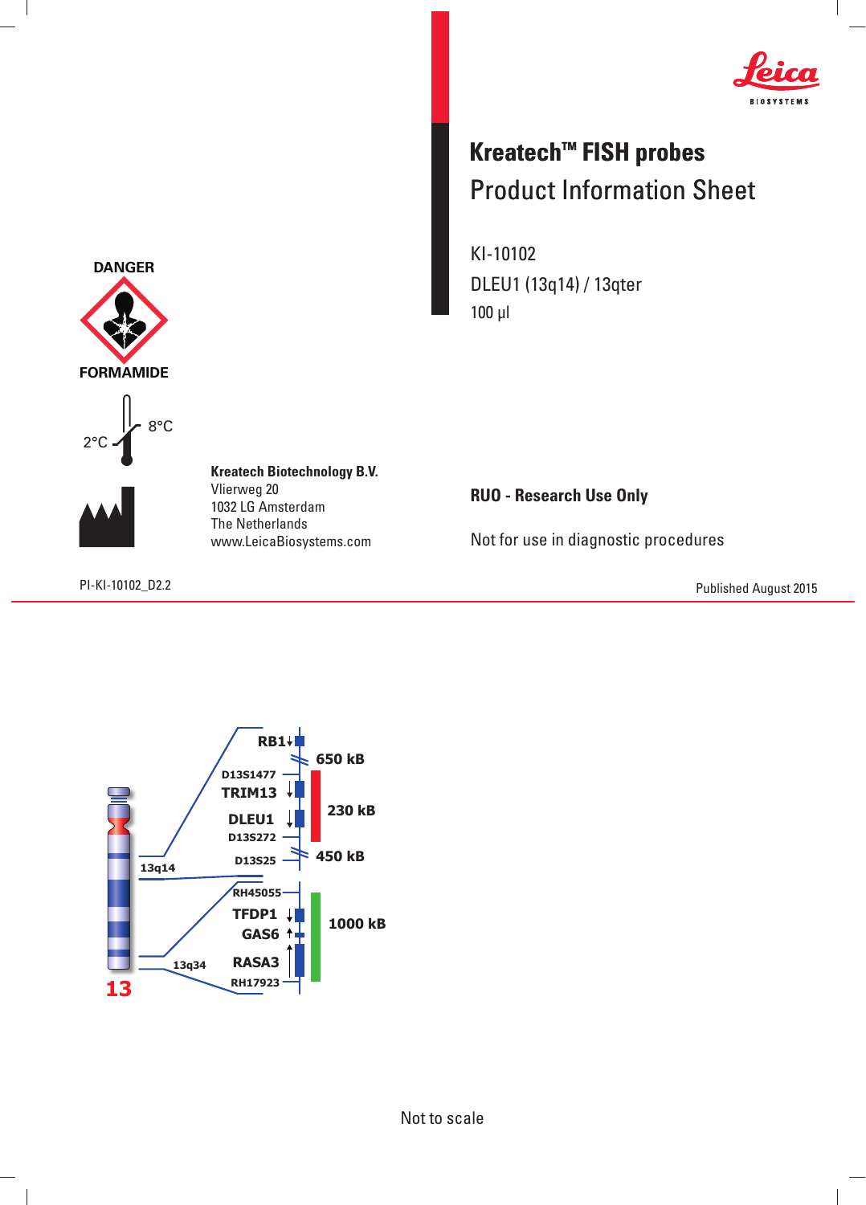# Kreatech™ FISH probes

## Product Information Sheet

KI-10102

DLEU1 (13q14) / 13qter

100 µl

DANGER

FORMAMIDE

2°C 8°C

**Kreatech Biotechnology B.V.**
Vlierweg 20
1032 LG Amsterdam
The Netherlands
www.LeicaBiosystems.com

**RUO - Research Use Only**

Not for use in diagnostic procedures

PI-KI-10102_D2.2

Published August 2015

RB1
650 kB
D13S1477
TRIM13
230 kB
DLEU1
D13S272
D13S25
450 kB
13q14
RH45055
TFDP1
1000 kB
GAS6
13q34
RASA3
RH17923
13

Not to scale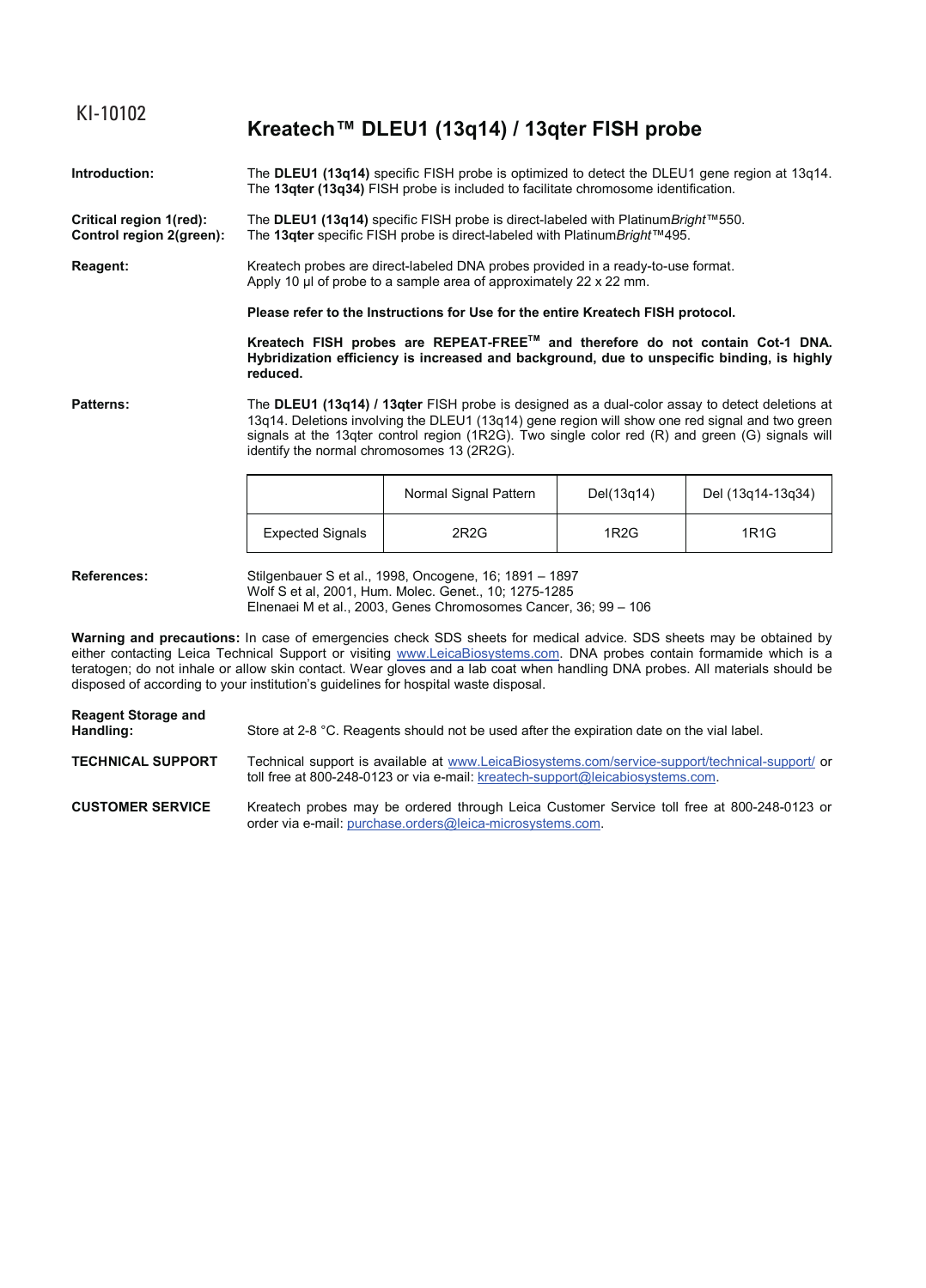KI-10102

# Kreatech™ DLEU1 (13q14) / 13qter FISH probe

**Introduction:** The **DLEU1 (13q14)** specific FISH probe is optimized to detect the DLEU1 gene region at 13q14. The **13qter (13q34)** FISH probe is included to facilitate chromosome identification.

**Critical region 1(red):** The **DLEU1 (13q14)** specific FISH probe is direct-labeled with Platinum*Bright*™550.
**Control region 2(green):** The **13qter** specific FISH probe is direct-labeled with Platinum*Bright*™495.

**Reagent:** Kreatech probes are direct-labeled DNA probes provided in a ready-to-use format. Apply 10 µl of probe to a sample area of approximately 22 x 22 mm.

**Please refer to the Instructions for Use for the entire Kreatech FISH protocol.**

**Kreatech FISH probes are REPEAT-FREE™ and therefore do not contain Cot-1 DNA. Hybridization efficiency is increased and background, due to unspecific binding, is highly reduced.**

**Patterns:** The **DLEU1 (13q14) / 13qter** FISH probe is designed as a dual-color assay to detect deletions at 13q14. Deletions involving the DLEU1 (13q14) gene region will show one red signal and two green signals at the 13qter control region (1R2G). Two single color red (R) and green (G) signals will identify the normal chromosomes 13 (2R2G).

| | Normal Signal Pattern | Del(13q14) | Del (13q14-13q34) |
|---|---|---|---|
| Expected Signals | 2R2G | 1R2G | 1R1G |

**References:**
Stilgenbauer S et al., 1998, Oncogene, 16; 1891 – 1897
Wolf S et al, 2001, Hum. Molec. Genet., 10; 1275-1285
Elnenaei M et al., 2003, Genes Chromosomes Cancer, 36; 99 – 106

**Warning and precautions:** In case of emergencies check SDS sheets for medical advice. SDS sheets may be obtained by either contacting Leica Technical Support or visiting www.LeicaBiosystems.com. DNA probes contain formamide which is a teratogen; do not inhale or allow skin contact. Wear gloves and a lab coat when handling DNA probes. All materials should be disposed of according to your institution's guidelines for hospital waste disposal.

**Reagent Storage and Handling:** Store at 2-8 °C. Reagents should not be used after the expiration date on the vial label.

**TECHNICAL SUPPORT** Technical support is available at www.LeicaBiosystems.com/service-support/technical-support/ or toll free at 800-248-0123 or via e-mail: kreatech-support@leicabiosystems.com.

**CUSTOMER SERVICE** Kreatech probes may be ordered through Leica Customer Service toll free at 800-248-0123 or order via e-mail: purchase.orders@leica-microsystems.com.